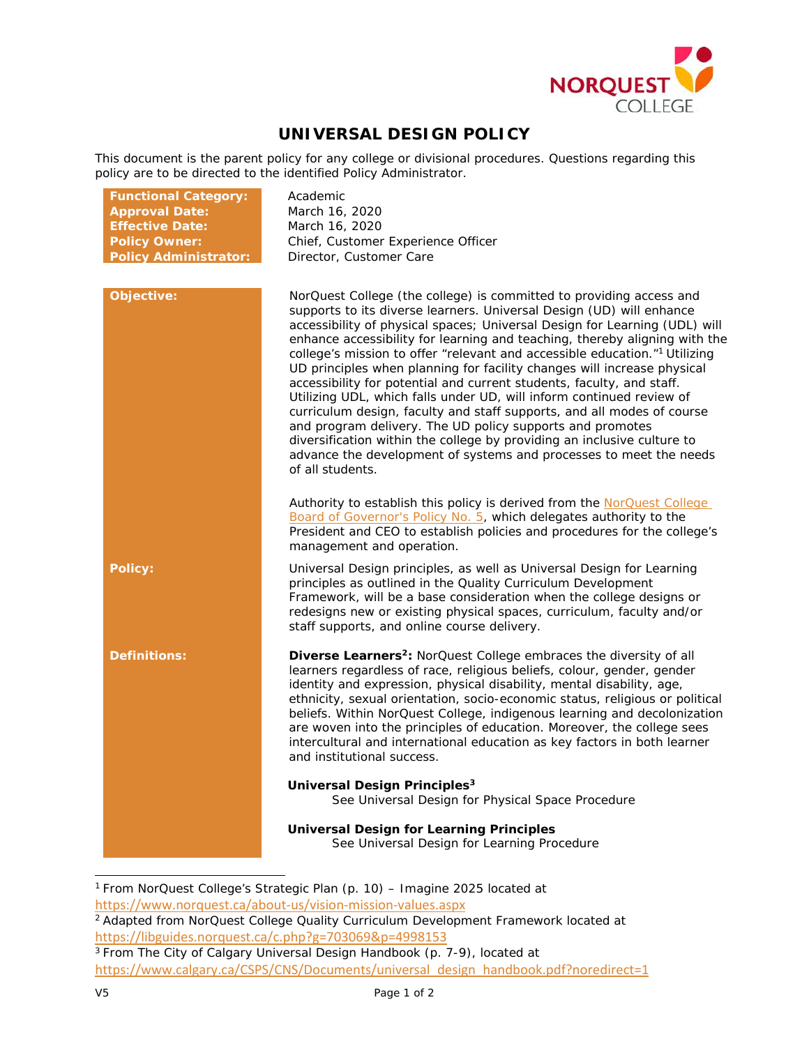# UNIVERSAL DESIGN POLICY

This document is the parent policy for any college or divisional procedures. Questions regarding this policy are to be directed to the identified Policy Administrator.

| | |
|---|---|
| **Functional Category:** | Academic |
| **Approval Date:** | March 16, 2020 |
| **Effective Date:** | March 16, 2020 |
| **Policy Owner:** | Chief, Customer Experience Officer |
| **Policy Administrator:** | Director, Customer Care |

**Objective:**

NorQuest College (the college) is committed to providing access and supports to its diverse learners. Universal Design (UD) will enhance accessibility of physical spaces; Universal Design for Learning (UDL) will enhance accessibility for learning and teaching, thereby aligning with the college's mission to offer "relevant and accessible education."[1] Utilizing UD principles when planning for facility changes will increase physical accessibility for potential and current students, faculty, and staff. Utilizing UDL, which falls under UD, will inform continued review of curriculum design, faculty and staff supports, and all modes of course and program delivery. The UD policy supports and promotes diversification within the college by providing an inclusive culture to advance the development of systems and processes to meet the needs of all students.

Authority to establish this policy is derived from the NorQuest College Board of Governor's Policy No. 5, which delegates authority to the President and CEO to establish policies and procedures for the college's management and operation.

**Policy:**

Universal Design principles, as well as Universal Design for Learning principles as outlined in the Quality Curriculum Development Framework, will be a base consideration when the college designs or redesigns new or existing physical spaces, curriculum, faculty and/or staff supports, and online course delivery.

**Definitions:**

**Diverse Learners[2]:** NorQuest College embraces the diversity of all learners regardless of race, religious beliefs, colour, gender, gender identity and expression, physical disability, mental disability, age, ethnicity, sexual orientation, socio-economic status, religious or political beliefs. Within NorQuest College, indigenous learning and decolonization are woven into the principles of education. Moreover, the college sees intercultural and international education as key factors in both learner and institutional success.

**Universal Design Principles[3]**

See Universal Design for Physical Space Procedure

**Universal Design for Learning Principles**

See Universal Design for Learning Procedure

---

[1] From NorQuest College's Strategic Plan (p. 10) – Imagine 2025 located at https://www.norquest.ca/about-us/vision-mission-values.aspx

[2] Adapted from NorQuest College Quality Curriculum Development Framework located at https://libguides.norquest.ca/c.php?g=703069&p=4998153

[3] From The City of Calgary Universal Design Handbook (p. 7-9), located at https://www.calgary.ca/CSPS/CNS/Documents/universal_design_handbook.pdf?noredirect=1

V5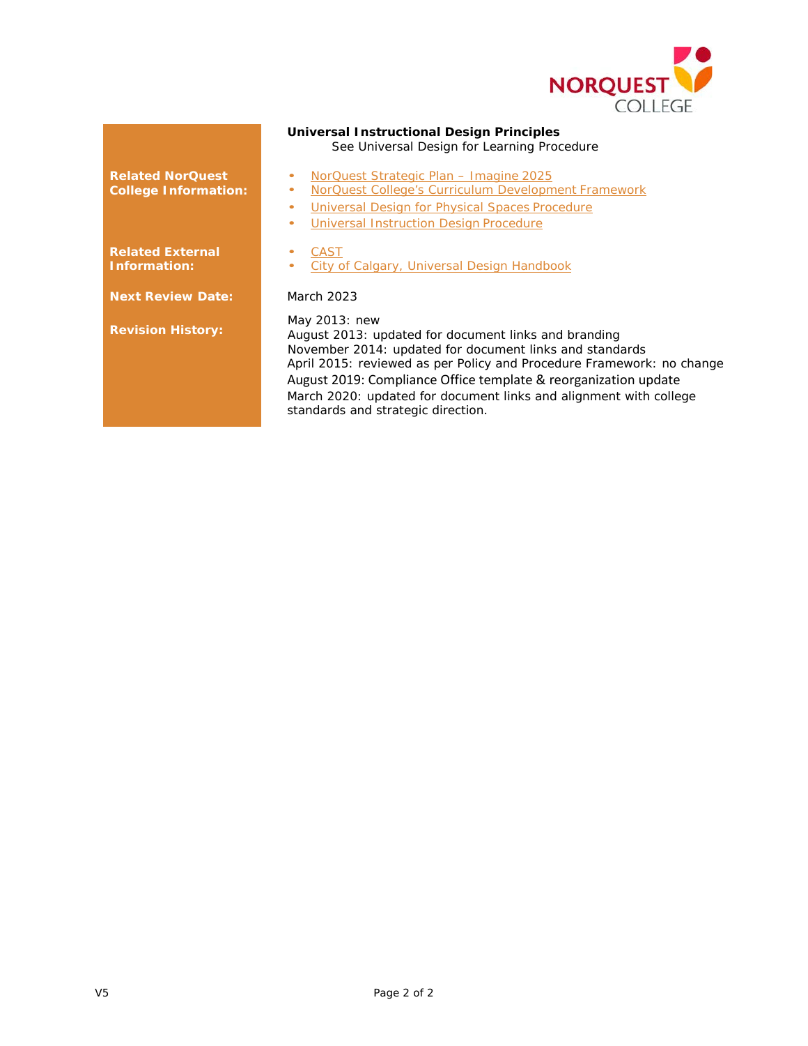**Universal Instructional Design Principles**
See Universal Design for Learning Procedure

| | |
|---|---|
| **Related NorQuest College Information:** | - NorQuest Strategic Plan – Imagine 2025<br>- NorQuest College's Curriculum Development Framework<br>- Universal Design for Physical Spaces Procedure<br>- Universal Instruction Design Procedure |
| **Related External Information:** | - CAST<br>- City of Calgary, Universal Design Handbook |
| **Next Review Date:** | March 2023 |
| **Revision History:** | May 2013: new<br>August 2013: updated for document links and branding<br>November 2014: updated for document links and standards<br>April 2015: reviewed as per Policy and Procedure Framework: no change<br>August 2019: Compliance Office template & reorganization update<br>March 2020: updated for document links and alignment with college standards and strategic direction. |

V5